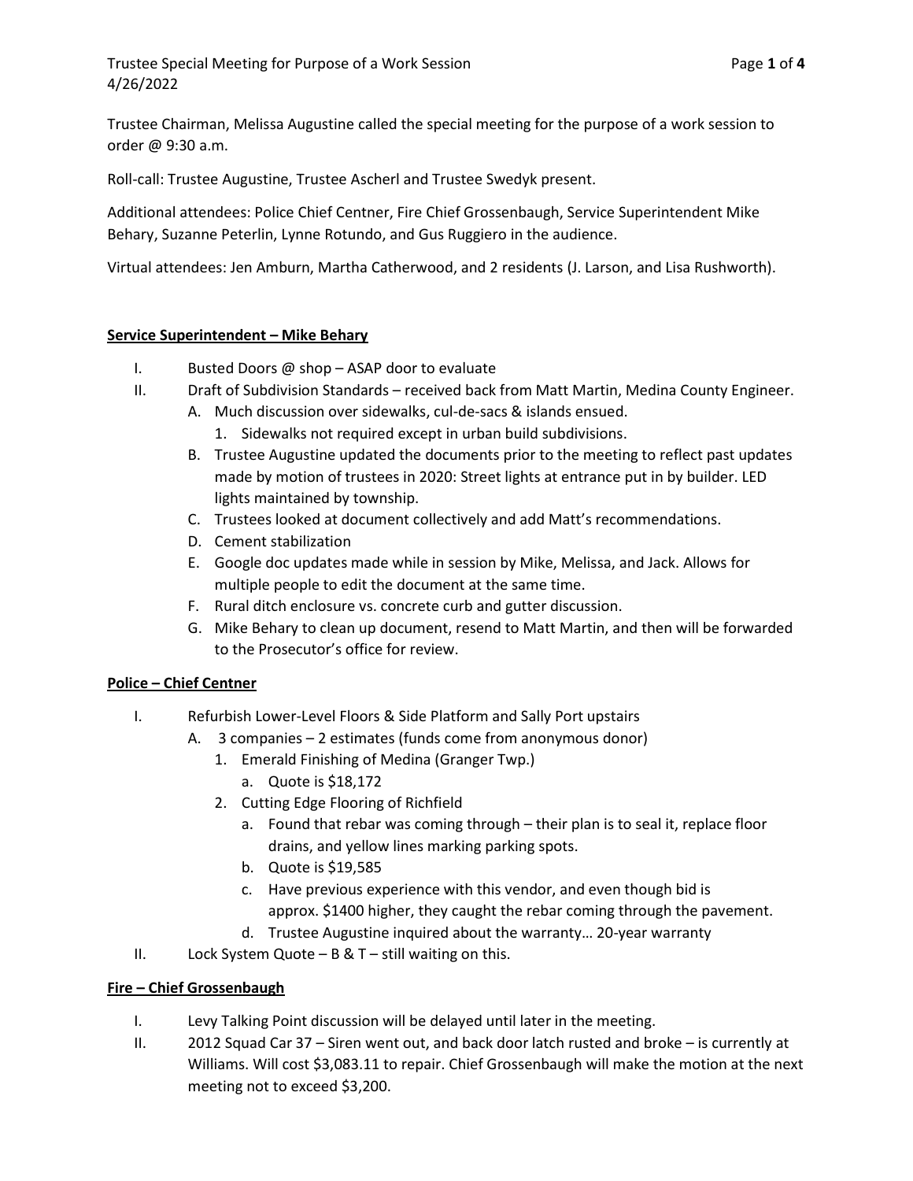Trustee Chairman, Melissa Augustine called the special meeting for the purpose of a work session to order @ 9:30 a.m.

Roll-call: Trustee Augustine, Trustee Ascherl and Trustee Swedyk present.

Additional attendees: Police Chief Centner, Fire Chief Grossenbaugh, Service Superintendent Mike Behary, Suzanne Peterlin, Lynne Rotundo, and Gus Ruggiero in the audience.

Virtual attendees: Jen Amburn, Martha Catherwood, and 2 residents (J. Larson, and Lisa Rushworth).

**Service Superintendent – Mike Behary**

I. Busted Doors @ shop – ASAP door to evaluate

II. Draft of Subdivision Standards – received back from Matt Martin, Medina County Engineer.
   - A. Much discussion over sidewalks, cul-de-sacs & islands ensued.
     1. Sidewalks not required except in urban build subdivisions.
   - B. Trustee Augustine updated the documents prior to the meeting to reflect past updates made by motion of trustees in 2020: Street lights at entrance put in by builder. LED lights maintained by township.
   - C. Trustees looked at document collectively and add Matt's recommendations.
   - D. Cement stabilization
   - E. Google doc updates made while in session by Mike, Melissa, and Jack. Allows for multiple people to edit the document at the same time.
   - F. Rural ditch enclosure vs. concrete curb and gutter discussion.
   - G. Mike Behary to clean up document, resend to Matt Martin, and then will be forwarded to the Prosecutor's office for review.

**Police – Chief Centner**

I. Refurbish Lower-Level Floors & Side Platform and Sally Port upstairs
   - A. 3 companies – 2 estimates (funds come from anonymous donor)
     1. Emerald Finishing of Medina (Granger Twp.)
        - a. Quote is $18,172
     2. Cutting Edge Flooring of Richfield
        - a. Found that rebar was coming through – their plan is to seal it, replace floor drains, and yellow lines marking parking spots.
        - b. Quote is $19,585
        - c. Have previous experience with this vendor, and even though bid is approx. $1400 higher, they caught the rebar coming through the pavement.
        - d. Trustee Augustine inquired about the warranty… 20-year warranty

II. Lock System Quote – B & T – still waiting on this.

**Fire – Chief Grossenbaugh**

I. Levy Talking Point discussion will be delayed until later in the meeting.

II. 2012 Squad Car 37 – Siren went out, and back door latch rusted and broke – is currently at Williams. Will cost $3,083.11 to repair. Chief Grossenbaugh will make the motion at the next meeting not to exceed $3,200.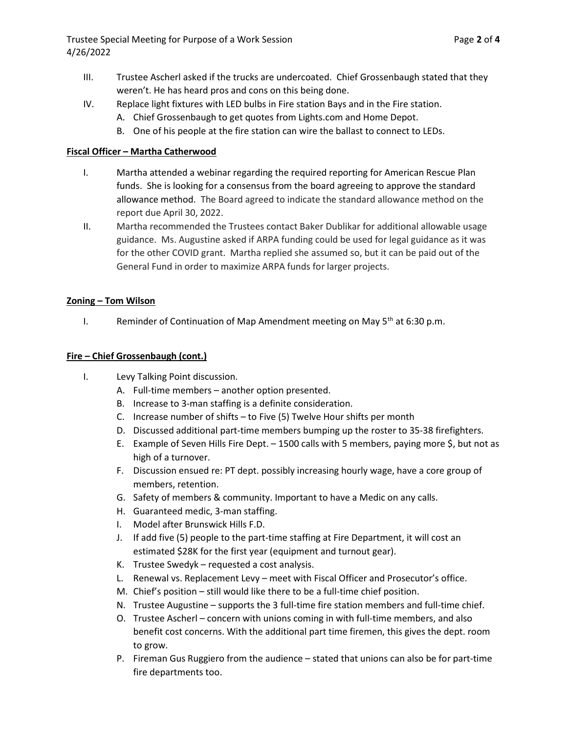III. Trustee Ascherl asked if the trucks are undercoated. Chief Grossenbaugh stated that they weren't. He has heard pros and cons on this being done.

IV. Replace light fixtures with LED bulbs in Fire station Bays and in the Fire station.
   - A. Chief Grossenbaugh to get quotes from Lights.com and Home Depot.
   - B. One of his people at the fire station can wire the ballast to connect to LEDs.

**Fiscal Officer – Martha Catherwood**

I. Martha attended a webinar regarding the required reporting for American Rescue Plan funds. She is looking for a consensus from the board agreeing to approve the standard allowance method. The Board agreed to indicate the standard allowance method on the report due April 30, 2022.

II. Martha recommended the Trustees contact Baker Dublikar for additional allowable usage guidance. Ms. Augustine asked if ARPA funding could be used for legal guidance as it was for the other COVID grant. Martha replied she assumed so, but it can be paid out of the General Fund in order to maximize ARPA funds for larger projects.

**Zoning – Tom Wilson**

I. Reminder of Continuation of Map Amendment meeting on May 5th at 6:30 p.m.

**Fire – Chief Grossenbaugh (cont.)**

I. Levy Talking Point discussion.
   - A. Full-time members – another option presented.
   - B. Increase to 3-man staffing is a definite consideration.
   - C. Increase number of shifts – to Five (5) Twelve Hour shifts per month
   - D. Discussed additional part-time members bumping up the roster to 35-38 firefighters.
   - E. Example of Seven Hills Fire Dept. – 1500 calls with 5 members, paying more $, but not as high of a turnover.
   - F. Discussion ensued re: PT dept. possibly increasing hourly wage, have a core group of members, retention.
   - G. Safety of members & community. Important to have a Medic on any calls.
   - H. Guaranteed medic, 3-man staffing.
   - I. Model after Brunswick Hills F.D.
   - J. If add five (5) people to the part-time staffing at Fire Department, it will cost an estimated $28K for the first year (equipment and turnout gear).
   - K. Trustee Swedyk – requested a cost analysis.
   - L. Renewal vs. Replacement Levy – meet with Fiscal Officer and Prosecutor's office.
   - M. Chief's position – still would like there to be a full-time chief position.
   - N. Trustee Augustine – supports the 3 full-time fire station members and full-time chief.
   - O. Trustee Ascherl – concern with unions coming in with full-time members, and also benefit cost concerns. With the additional part time firemen, this gives the dept. room to grow.
   - P. Fireman Gus Ruggiero from the audience – stated that unions can also be for part-time fire departments too.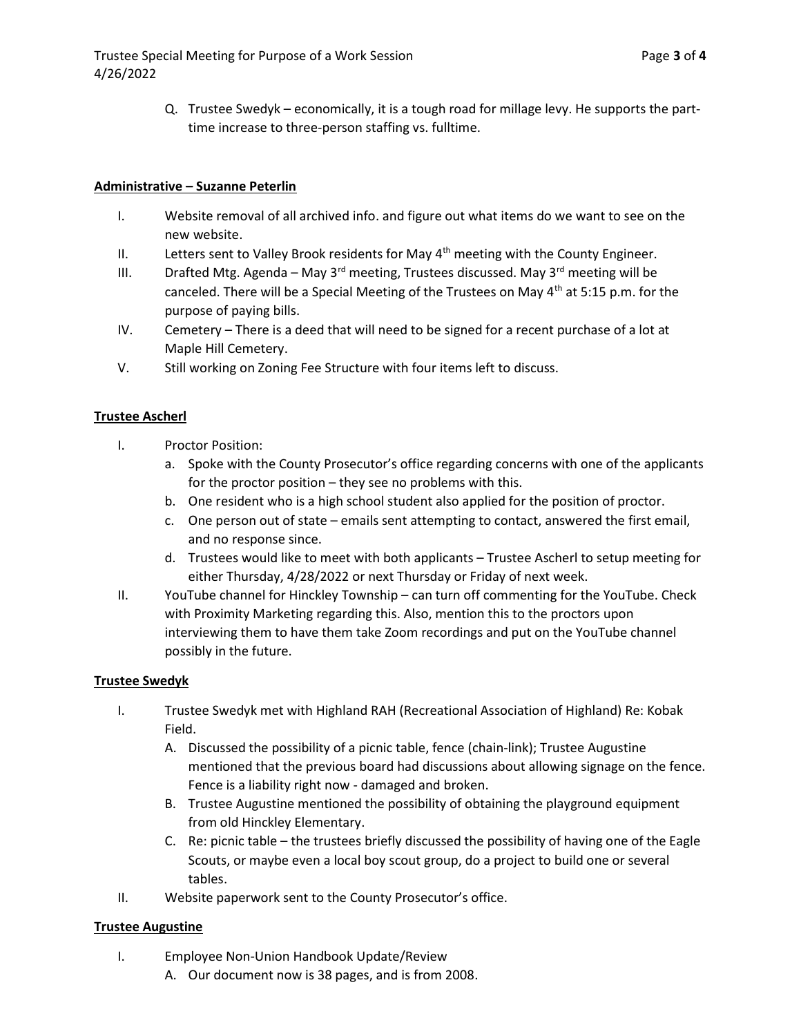Q. Trustee Swedyk – economically, it is a tough road for millage levy. He supports the part-time increase to three-person staffing vs. fulltime.

**Administrative – Suzanne Peterlin**

I. Website removal of all archived info. and figure out what items do we want to see on the new website.

II. Letters sent to Valley Brook residents for May 4th meeting with the County Engineer.

III. Drafted Mtg. Agenda – May 3rd meeting, Trustees discussed. May 3rd meeting will be canceled. There will be a Special Meeting of the Trustees on May 4th at 5:15 p.m. for the purpose of paying bills.

IV. Cemetery – There is a deed that will need to be signed for a recent purchase of a lot at Maple Hill Cemetery.

V. Still working on Zoning Fee Structure with four items left to discuss.

**Trustee Ascherl**

I. Proctor Position:
   a. Spoke with the County Prosecutor's office regarding concerns with one of the applicants for the proctor position – they see no problems with this.
   b. One resident who is a high school student also applied for the position of proctor.
   c. One person out of state – emails sent attempting to contact, answered the first email, and no response since.
   d. Trustees would like to meet with both applicants – Trustee Ascherl to setup meeting for either Thursday, 4/28/2022 or next Thursday or Friday of next week.

II. YouTube channel for Hinckley Township – can turn off commenting for the YouTube. Check with Proximity Marketing regarding this. Also, mention this to the proctors upon interviewing them to have them take Zoom recordings and put on the YouTube channel possibly in the future.

**Trustee Swedyk**

I. Trustee Swedyk met with Highland RAH (Recreational Association of Highland) Re: Kobak Field.
   A. Discussed the possibility of a picnic table, fence (chain-link); Trustee Augustine mentioned that the previous board had discussions about allowing signage on the fence. Fence is a liability right now - damaged and broken.
   B. Trustee Augustine mentioned the possibility of obtaining the playground equipment from old Hinckley Elementary.
   C. Re: picnic table – the trustees briefly discussed the possibility of having one of the Eagle Scouts, or maybe even a local boy scout group, do a project to build one or several tables.

II. Website paperwork sent to the County Prosecutor's office.

**Trustee Augustine**

I. Employee Non-Union Handbook Update/Review
   A. Our document now is 38 pages, and is from 2008.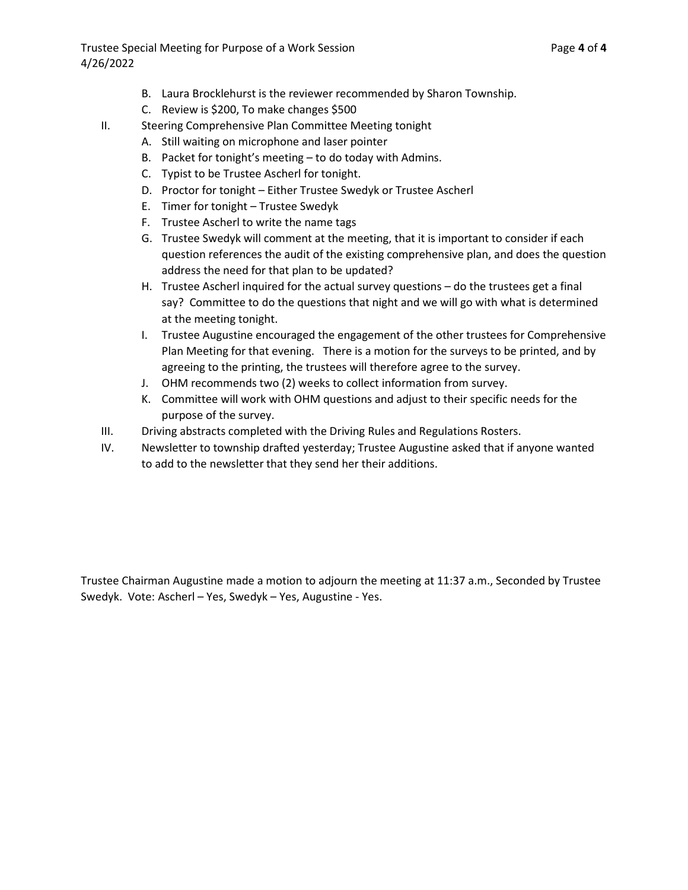B. Laura Brocklehurst is the reviewer recommended by Sharon Township.
   C. Review is $200, To make changes $500

II. Steering Comprehensive Plan Committee Meeting tonight
   A. Still waiting on microphone and laser pointer
   B. Packet for tonight's meeting – to do today with Admins.
   C. Typist to be Trustee Ascherl for tonight.
   D. Proctor for tonight – Either Trustee Swedyk or Trustee Ascherl
   E. Timer for tonight – Trustee Swedyk
   F. Trustee Ascherl to write the name tags
   G. Trustee Swedyk will comment at the meeting, that it is important to consider if each question references the audit of the existing comprehensive plan, and does the question address the need for that plan to be updated?
   H. Trustee Ascherl inquired for the actual survey questions – do the trustees get a final say? Committee to do the questions that night and we will go with what is determined at the meeting tonight.
   I. Trustee Augustine encouraged the engagement of the other trustees for Comprehensive Plan Meeting for that evening. There is a motion for the surveys to be printed, and by agreeing to the printing, the trustees will therefore agree to the survey.
   J. OHM recommends two (2) weeks to collect information from survey.
   K. Committee will work with OHM questions and adjust to their specific needs for the purpose of the survey.

III. Driving abstracts completed with the Driving Rules and Regulations Rosters.

IV. Newsletter to township drafted yesterday; Trustee Augustine asked that if anyone wanted to add to the newsletter that they send her their additions.

Trustee Chairman Augustine made a motion to adjourn the meeting at 11:37 a.m., Seconded by Trustee Swedyk. Vote: Ascherl – Yes, Swedyk – Yes, Augustine - Yes.